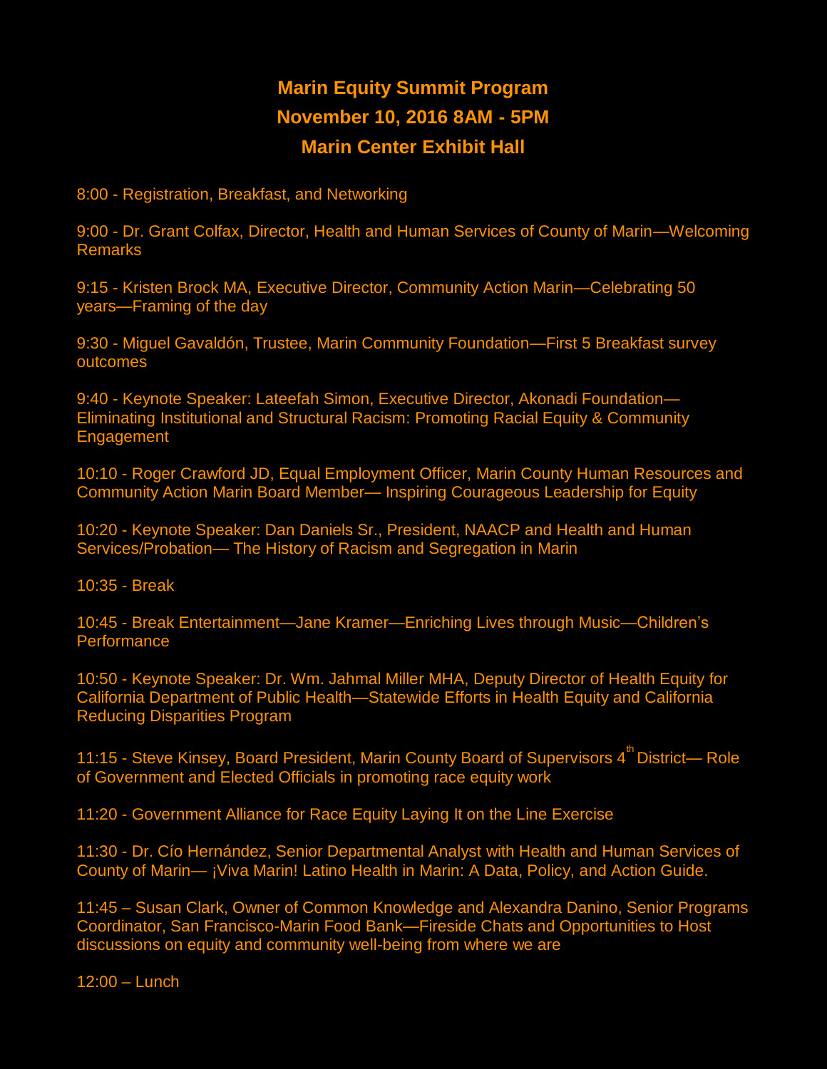# Marin Equity Summit Program

## November 10, 2016 8AM - 5PM

## Marin Center Exhibit Hall

8:00 - Registration, Breakfast, and Networking

9:00 - Dr. Grant Colfax, Director, Health and Human Services of County of Marin—Welcoming Remarks

9:15 - Kristen Brock MA, Executive Director, Community Action Marin—Celebrating 50 years—Framing of the day

9:30 - Miguel Gavaldón, Trustee, Marin Community Foundation—First 5 Breakfast survey outcomes

9:40 - Keynote Speaker: Lateefah Simon, Executive Director, Akonadi Foundation—Eliminating Institutional and Structural Racism: Promoting Racial Equity & Community Engagement

10:10 - Roger Crawford JD, Equal Employment Officer, Marin County Human Resources and Community Action Marin Board Member— Inspiring Courageous Leadership for Equity

10:20 - Keynote Speaker: Dan Daniels Sr., President, NAACP and Health and Human Services/Probation— The History of Racism and Segregation in Marin

10:35 - Break

10:45 - Break Entertainment—Jane Kramer—Enriching Lives through Music—Children's Performance

10:50 - Keynote Speaker: Dr. Wm. Jahmal Miller MHA, Deputy Director of Health Equity for California Department of Public Health—Statewide Efforts in Health Equity and California Reducing Disparities Program

11:15 - Steve Kinsey, Board President, Marin County Board of Supervisors 4th District— Role of Government and Elected Officials in promoting race equity work

11:20 - Government Alliance for Race Equity Laying It on the Line Exercise

11:30 - Dr. Cío Hernández, Senior Departmental Analyst with Health and Human Services of County of Marin— ¡Viva Marin! Latino Health in Marin: A Data, Policy, and Action Guide.

11:45 – Susan Clark, Owner of Common Knowledge and Alexandra Danino, Senior Programs Coordinator, San Francisco-Marin Food Bank—Fireside Chats and Opportunities to Host discussions on equity and community well-being from where we are

12:00 – Lunch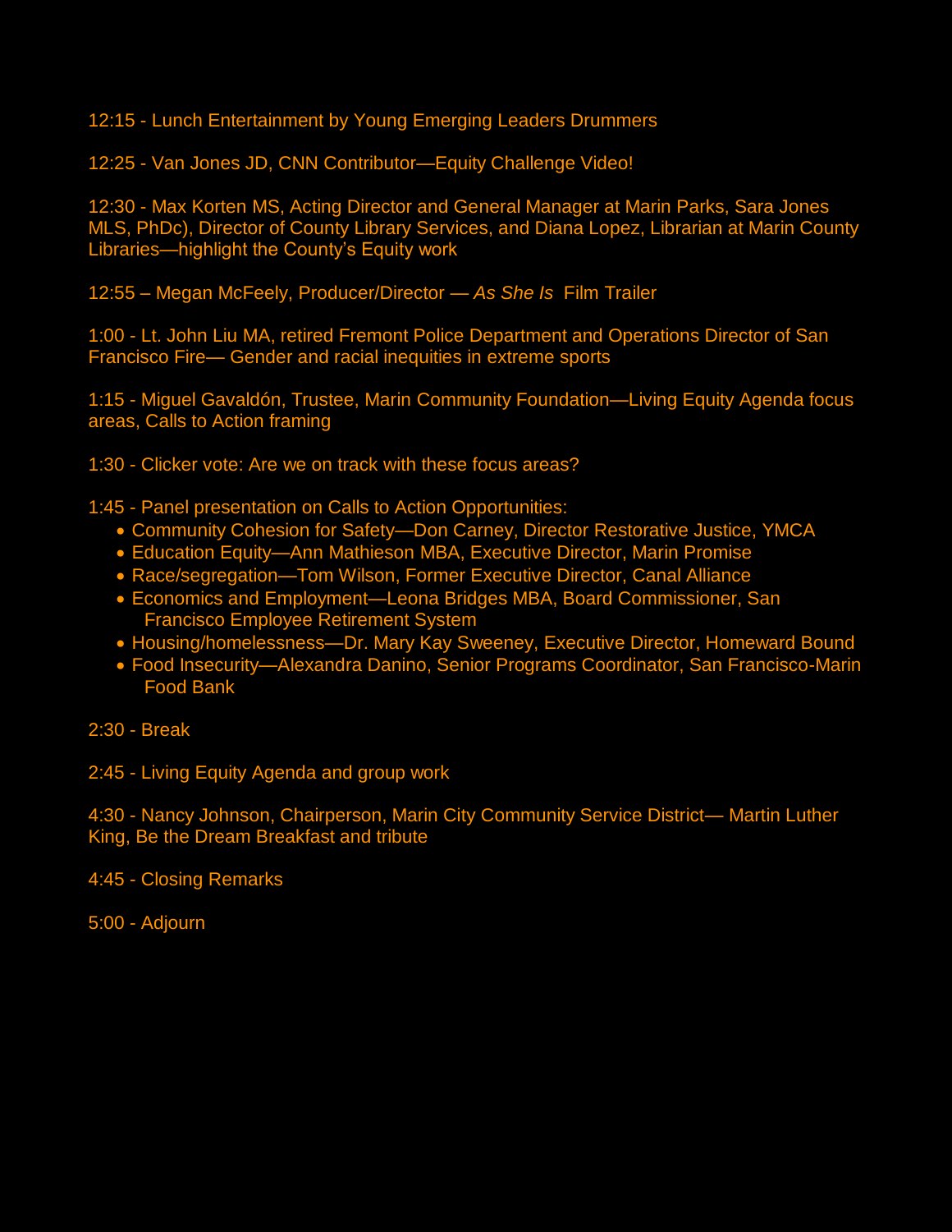12:15 - Lunch Entertainment by Young Emerging Leaders Drummers

12:25 - Van Jones JD, CNN Contributor—Equity Challenge Video!

12:30 - Max Korten MS, Acting Director and General Manager at Marin Parks, Sara Jones MLS, PhDc), Director of County Library Services, and Diana Lopez, Librarian at Marin County Libraries—highlight the County's Equity work

12:55 – Megan McFeely, Producer/Director — *As She Is* Film Trailer

1:00 - Lt. John Liu MA, retired Fremont Police Department and Operations Director of San Francisco Fire— Gender and racial inequities in extreme sports

1:15 - Miguel Gavaldón, Trustee, Marin Community Foundation—Living Equity Agenda focus areas, Calls to Action framing

1:30 - Clicker vote: Are we on track with these focus areas?

1:45 - Panel presentation on Calls to Action Opportunities:

- Community Cohesion for Safety—Don Carney, Director Restorative Justice, YMCA
- Education Equity—Ann Mathieson MBA, Executive Director, Marin Promise
- Race/segregation—Tom Wilson, Former Executive Director, Canal Alliance
- Economics and Employment—Leona Bridges MBA, Board Commissioner, San Francisco Employee Retirement System
- Housing/homelessness—Dr. Mary Kay Sweeney, Executive Director, Homeward Bound
- Food Insecurity—Alexandra Danino, Senior Programs Coordinator, San Francisco-Marin Food Bank

2:30 - Break

2:45 - Living Equity Agenda and group work

4:30 - Nancy Johnson, Chairperson, Marin City Community Service District— Martin Luther King, Be the Dream Breakfast and tribute

4:45 - Closing Remarks

5:00 - Adjourn